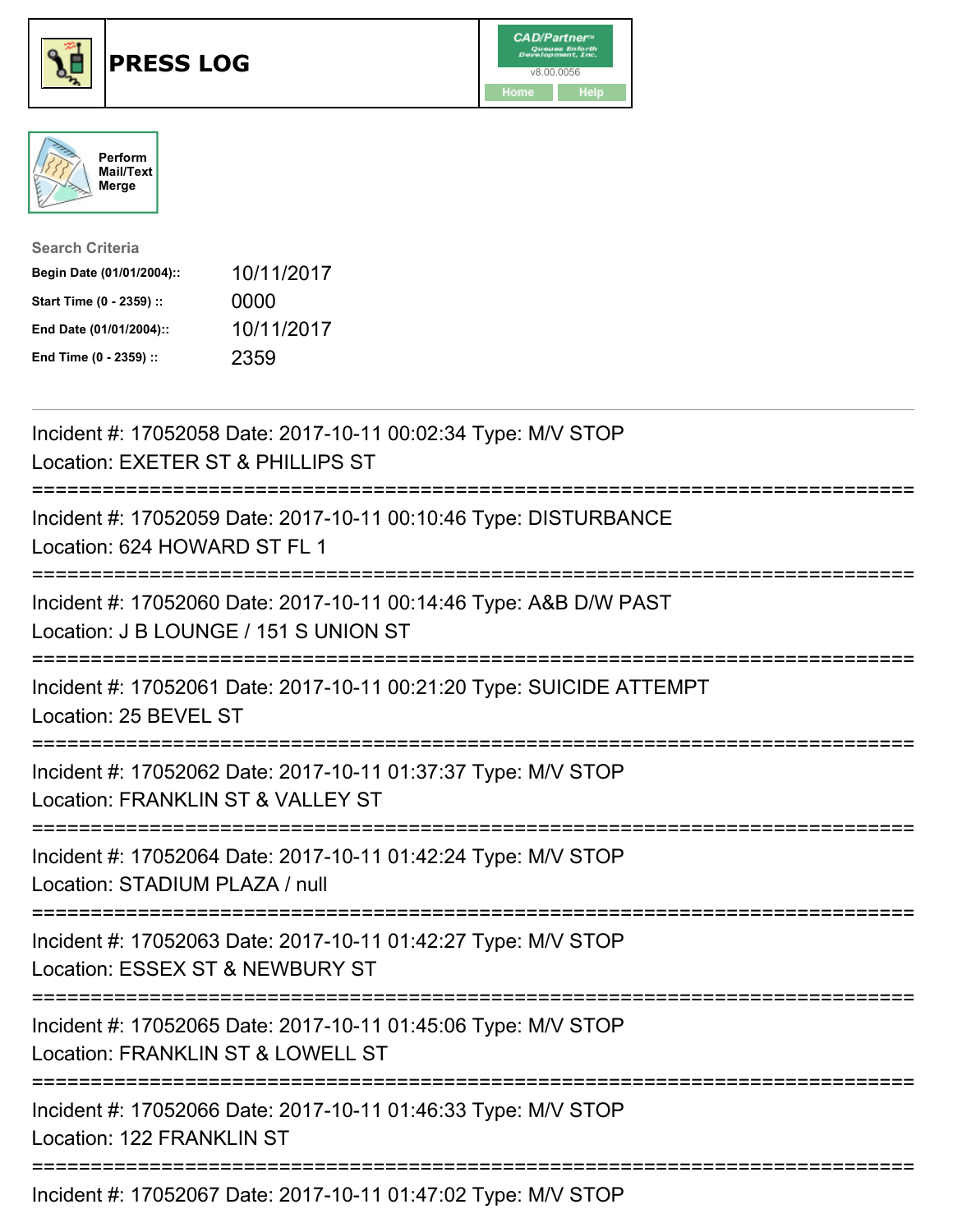# PRESS LOG

Perform Mail/Text Merge

**Search Criteria**

| | |
|---|---|
| **Begin Date (01/01/2004)::** | 10/11/2017 |
| **Start Time (0 - 2359) ::** | 0000 |
| **End Date (01/01/2004)::** | 10/11/2017 |
| **End Time (0 - 2359) ::** | 2359 |

---

Incident #: 17052058 Date: 2017-10-11 00:02:34 Type: M/V STOP
Location: EXETER ST & PHILLIPS ST

===========================================================================

Incident #: 17052059 Date: 2017-10-11 00:10:46 Type: DISTURBANCE
Location: 624 HOWARD ST FL 1

===========================================================================

Incident #: 17052060 Date: 2017-10-11 00:14:46 Type: A&B D/W PAST
Location: J B LOUNGE / 151 S UNION ST

===========================================================================

Incident #: 17052061 Date: 2017-10-11 00:21:20 Type: SUICIDE ATTEMPT
Location: 25 BEVEL ST

===========================================================================

Incident #: 17052062 Date: 2017-10-11 01:37:37 Type: M/V STOP
Location: FRANKLIN ST & VALLEY ST

===========================================================================

Incident #: 17052064 Date: 2017-10-11 01:42:24 Type: M/V STOP
Location: STADIUM PLAZA / null

===========================================================================

Incident #: 17052063 Date: 2017-10-11 01:42:27 Type: M/V STOP
Location: ESSEX ST & NEWBURY ST

===========================================================================

Incident #: 17052065 Date: 2017-10-11 01:45:06 Type: M/V STOP
Location: FRANKLIN ST & LOWELL ST

===========================================================================

Incident #: 17052066 Date: 2017-10-11 01:46:33 Type: M/V STOP
Location: 122 FRANKLIN ST

===========================================================================

Incident #: 17052067 Date: 2017-10-11 01:47:02 Type: M/V STOP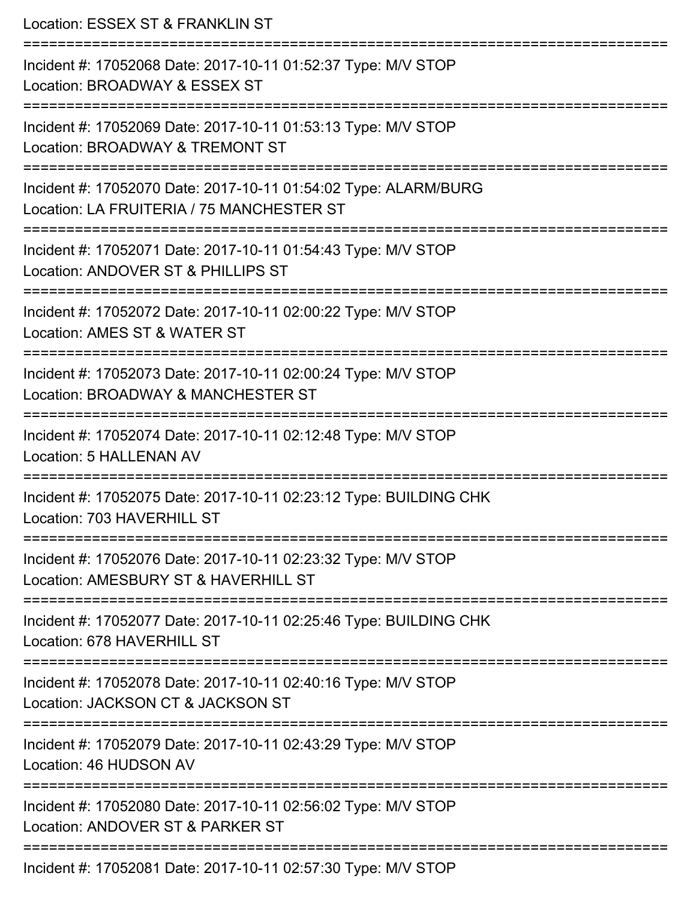Location: ESSEX ST & FRANKLIN ST

===========================================================================

Incident #: 17052068 Date: 2017-10-11 01:52:37 Type: M/V STOP
Location: BROADWAY & ESSEX ST

===========================================================================

Incident #: 17052069 Date: 2017-10-11 01:53:13 Type: M/V STOP
Location: BROADWAY & TREMONT ST

===========================================================================

Incident #: 17052070 Date: 2017-10-11 01:54:02 Type: ALARM/BURG
Location: LA FRUITERIA / 75 MANCHESTER ST

===========================================================================

Incident #: 17052071 Date: 2017-10-11 01:54:43 Type: M/V STOP
Location: ANDOVER ST & PHILLIPS ST

===========================================================================

Incident #: 17052072 Date: 2017-10-11 02:00:22 Type: M/V STOP
Location: AMES ST & WATER ST

===========================================================================

Incident #: 17052073 Date: 2017-10-11 02:00:24 Type: M/V STOP
Location: BROADWAY & MANCHESTER ST

===========================================================================

Incident #: 17052074 Date: 2017-10-11 02:12:48 Type: M/V STOP
Location: 5 HALLENAN AV

===========================================================================

Incident #: 17052075 Date: 2017-10-11 02:23:12 Type: BUILDING CHK
Location: 703 HAVERHILL ST

===========================================================================

Incident #: 17052076 Date: 2017-10-11 02:23:32 Type: M/V STOP
Location: AMESBURY ST & HAVERHILL ST

===========================================================================

Incident #: 17052077 Date: 2017-10-11 02:25:46 Type: BUILDING CHK
Location: 678 HAVERHILL ST

===========================================================================

Incident #: 17052078 Date: 2017-10-11 02:40:16 Type: M/V STOP
Location: JACKSON CT & JACKSON ST

===========================================================================

Incident #: 17052079 Date: 2017-10-11 02:43:29 Type: M/V STOP
Location: 46 HUDSON AV

===========================================================================

Incident #: 17052080 Date: 2017-10-11 02:56:02 Type: M/V STOP
Location: ANDOVER ST & PARKER ST

===========================================================================

Incident #: 17052081 Date: 2017-10-11 02:57:30 Type: M/V STOP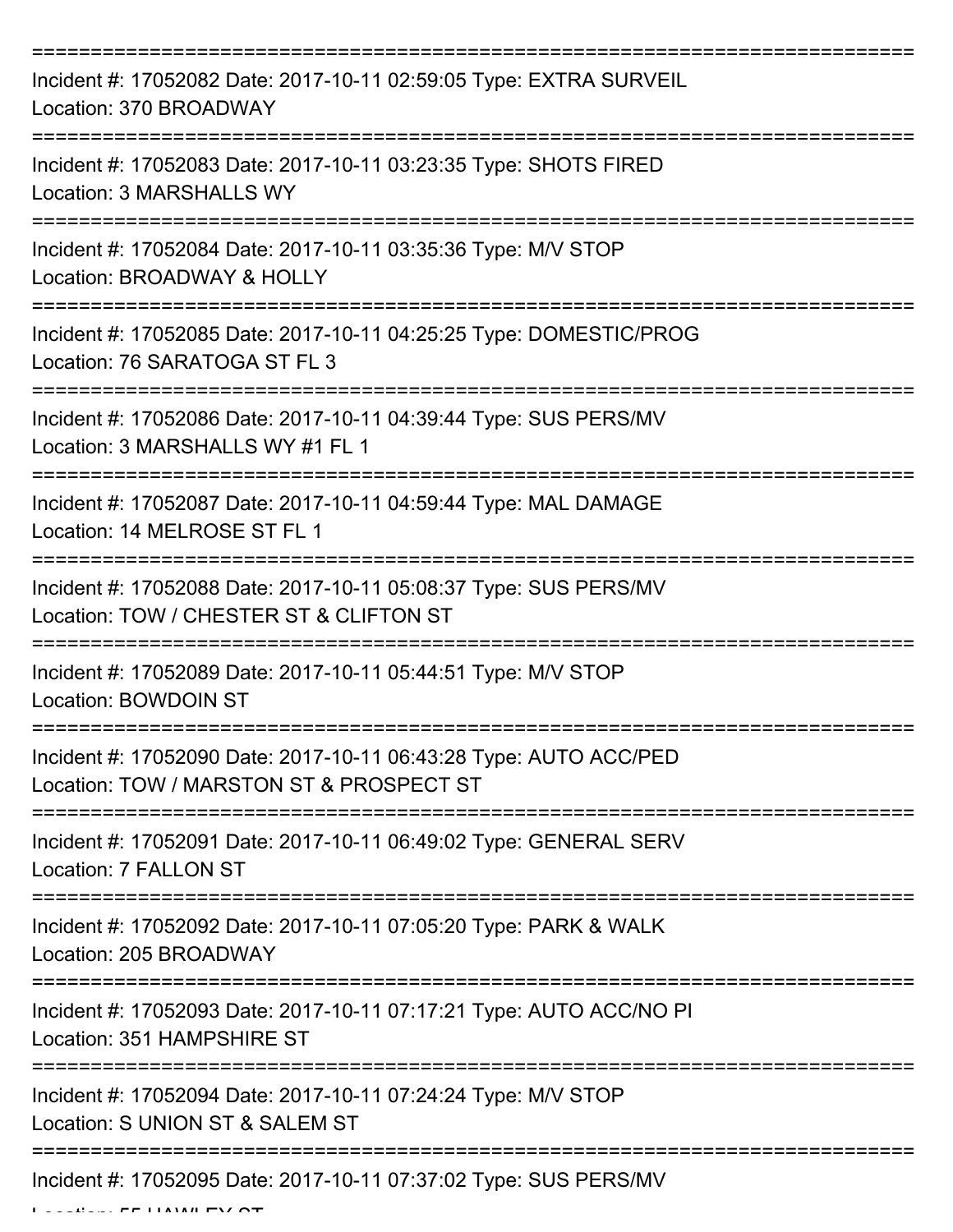Incident #: 17052082 Date: 2017-10-11 02:59:05 Type: EXTRA SURVEIL
Location: 370 BROADWAY

Incident #: 17052083 Date: 2017-10-11 03:23:35 Type: SHOTS FIRED
Location: 3 MARSHALLS WY

Incident #: 17052084 Date: 2017-10-11 03:35:36 Type: M/V STOP
Location: BROADWAY & HOLLY

Incident #: 17052085 Date: 2017-10-11 04:25:25 Type: DOMESTIC/PROG
Location: 76 SARATOGA ST FL 3

Incident #: 17052086 Date: 2017-10-11 04:39:44 Type: SUS PERS/MV
Location: 3 MARSHALLS WY #1 FL 1

Incident #: 17052087 Date: 2017-10-11 04:59:44 Type: MAL DAMAGE
Location: 14 MELROSE ST FL 1

Incident #: 17052088 Date: 2017-10-11 05:08:37 Type: SUS PERS/MV
Location: TOW / CHESTER ST & CLIFTON ST

Incident #: 17052089 Date: 2017-10-11 05:44:51 Type: M/V STOP
Location: BOWDOIN ST

Incident #: 17052090 Date: 2017-10-11 06:43:28 Type: AUTO ACC/PED
Location: TOW / MARSTON ST & PROSPECT ST

Incident #: 17052091 Date: 2017-10-11 06:49:02 Type: GENERAL SERV
Location: 7 FALLON ST

Incident #: 17052092 Date: 2017-10-11 07:05:20 Type: PARK & WALK
Location: 205 BROADWAY

Incident #: 17052093 Date: 2017-10-11 07:17:21 Type: AUTO ACC/NO PI
Location: 351 HAMPSHIRE ST

Incident #: 17052094 Date: 2017-10-11 07:24:24 Type: M/V STOP
Location: S UNION ST & SALEM ST

Incident #: 17052095 Date: 2017-10-11 07:37:02 Type: SUS PERS/MV
Location: 55 HAWLEY ST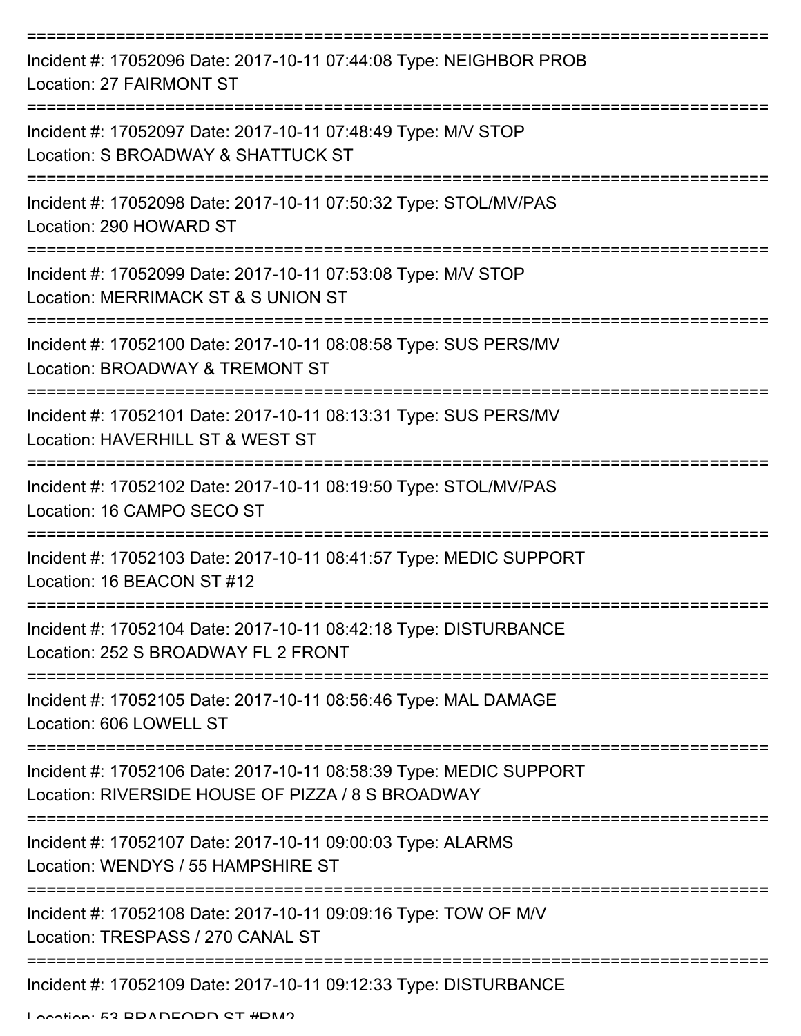===========================================================================

Incident #: 17052096 Date: 2017-10-11 07:44:08 Type: NEIGHBOR PROB
Location: 27 FAIRMONT ST

===========================================================================

Incident #: 17052097 Date: 2017-10-11 07:48:49 Type: M/V STOP
Location: S BROADWAY & SHATTUCK ST

===========================================================================

Incident #: 17052098 Date: 2017-10-11 07:50:32 Type: STOL/MV/PAS
Location: 290 HOWARD ST

===========================================================================

Incident #: 17052099 Date: 2017-10-11 07:53:08 Type: M/V STOP
Location: MERRIMACK ST & S UNION ST

===========================================================================

Incident #: 17052100 Date: 2017-10-11 08:08:58 Type: SUS PERS/MV
Location: BROADWAY & TREMONT ST

===========================================================================

Incident #: 17052101 Date: 2017-10-11 08:13:31 Type: SUS PERS/MV
Location: HAVERHILL ST & WEST ST

===========================================================================

Incident #: 17052102 Date: 2017-10-11 08:19:50 Type: STOL/MV/PAS
Location: 16 CAMPO SECO ST

===========================================================================

Incident #: 17052103 Date: 2017-10-11 08:41:57 Type: MEDIC SUPPORT
Location: 16 BEACON ST #12

===========================================================================

Incident #: 17052104 Date: 2017-10-11 08:42:18 Type: DISTURBANCE
Location: 252 S BROADWAY FL 2 FRONT

===========================================================================

Incident #: 17052105 Date: 2017-10-11 08:56:46 Type: MAL DAMAGE
Location: 606 LOWELL ST

===========================================================================

Incident #: 17052106 Date: 2017-10-11 08:58:39 Type: MEDIC SUPPORT
Location: RIVERSIDE HOUSE OF PIZZA / 8 S BROADWAY

===========================================================================

Incident #: 17052107 Date: 2017-10-11 09:00:03 Type: ALARMS
Location: WENDYS / 55 HAMPSHIRE ST

===========================================================================

Incident #: 17052108 Date: 2017-10-11 09:09:16 Type: TOW OF M/V
Location: TRESPASS / 270 CANAL ST

===========================================================================

Incident #: 17052109 Date: 2017-10-11 09:12:33 Type: DISTURBANCE
Location: 53 BRADFORD ST #RM2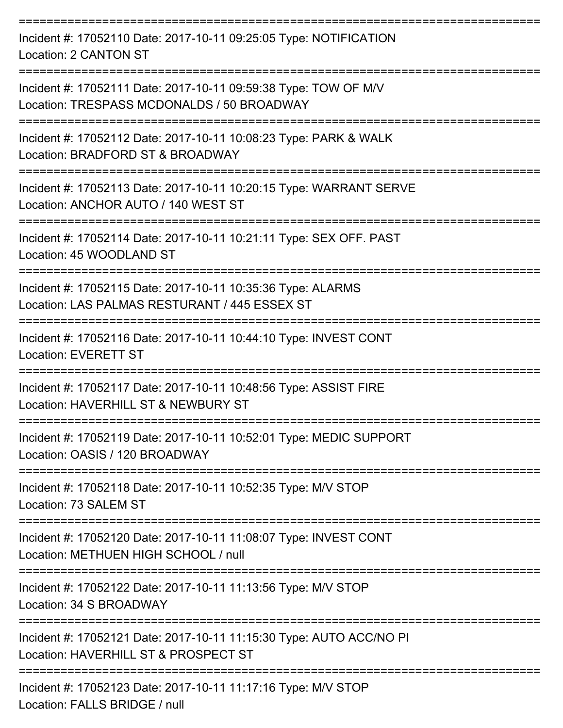===========================================================================

Incident #: 17052110 Date: 2017-10-11 09:25:05 Type: NOTIFICATION
Location: 2 CANTON ST

===========================================================================

Incident #: 17052111 Date: 2017-10-11 09:59:38 Type: TOW OF M/V
Location: TRESPASS MCDONALDS / 50 BROADWAY

===========================================================================

Incident #: 17052112 Date: 2017-10-11 10:08:23 Type: PARK & WALK
Location: BRADFORD ST & BROADWAY

===========================================================================

Incident #: 17052113 Date: 2017-10-11 10:20:15 Type: WARRANT SERVE
Location: ANCHOR AUTO / 140 WEST ST

===========================================================================

Incident #: 17052114 Date: 2017-10-11 10:21:11 Type: SEX OFF. PAST
Location: 45 WOODLAND ST

===========================================================================

Incident #: 17052115 Date: 2017-10-11 10:35:36 Type: ALARMS
Location: LAS PALMAS RESTURANT / 445 ESSEX ST

===========================================================================

Incident #: 17052116 Date: 2017-10-11 10:44:10 Type: INVEST CONT
Location: EVERETT ST

===========================================================================

Incident #: 17052117 Date: 2017-10-11 10:48:56 Type: ASSIST FIRE
Location: HAVERHILL ST & NEWBURY ST

===========================================================================

Incident #: 17052119 Date: 2017-10-11 10:52:01 Type: MEDIC SUPPORT
Location: OASIS / 120 BROADWAY

===========================================================================

Incident #: 17052118 Date: 2017-10-11 10:52:35 Type: M/V STOP
Location: 73 SALEM ST

===========================================================================

Incident #: 17052120 Date: 2017-10-11 11:08:07 Type: INVEST CONT
Location: METHUEN HIGH SCHOOL / null

===========================================================================

Incident #: 17052122 Date: 2017-10-11 11:13:56 Type: M/V STOP
Location: 34 S BROADWAY

===========================================================================

Incident #: 17052121 Date: 2017-10-11 11:15:30 Type: AUTO ACC/NO PI
Location: HAVERHILL ST & PROSPECT ST

===========================================================================

Incident #: 17052123 Date: 2017-10-11 11:17:16 Type: M/V STOP
Location: FALLS BRIDGE / null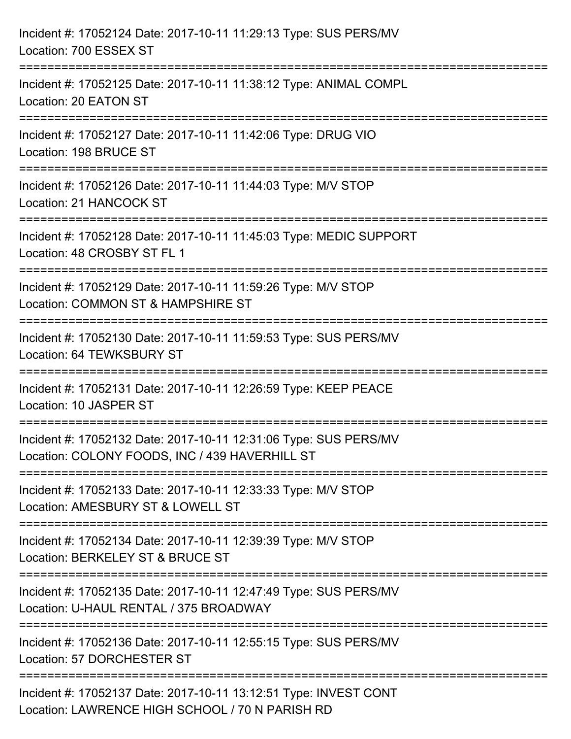Incident #: 17052124 Date: 2017-10-11 11:29:13 Type: SUS PERS/MV
Location: 700 ESSEX ST

===========================================================================

Incident #: 17052125 Date: 2017-10-11 11:38:12 Type: ANIMAL COMPL
Location: 20 EATON ST

===========================================================================

Incident #: 17052127 Date: 2017-10-11 11:42:06 Type: DRUG VIO
Location: 198 BRUCE ST

===========================================================================

Incident #: 17052126 Date: 2017-10-11 11:44:03 Type: M/V STOP
Location: 21 HANCOCK ST

===========================================================================

Incident #: 17052128 Date: 2017-10-11 11:45:03 Type: MEDIC SUPPORT
Location: 48 CROSBY ST FL 1

===========================================================================

Incident #: 17052129 Date: 2017-10-11 11:59:26 Type: M/V STOP
Location: COMMON ST & HAMPSHIRE ST

===========================================================================

Incident #: 17052130 Date: 2017-10-11 11:59:53 Type: SUS PERS/MV
Location: 64 TEWKSBURY ST

===========================================================================

Incident #: 17052131 Date: 2017-10-11 12:26:59 Type: KEEP PEACE
Location: 10 JASPER ST

===========================================================================

Incident #: 17052132 Date: 2017-10-11 12:31:06 Type: SUS PERS/MV
Location: COLONY FOODS, INC / 439 HAVERHILL ST

===========================================================================

Incident #: 17052133 Date: 2017-10-11 12:33:33 Type: M/V STOP
Location: AMESBURY ST & LOWELL ST

===========================================================================

Incident #: 17052134 Date: 2017-10-11 12:39:39 Type: M/V STOP
Location: BERKELEY ST & BRUCE ST

===========================================================================

Incident #: 17052135 Date: 2017-10-11 12:47:49 Type: SUS PERS/MV
Location: U-HAUL RENTAL / 375 BROADWAY

===========================================================================

Incident #: 17052136 Date: 2017-10-11 12:55:15 Type: SUS PERS/MV
Location: 57 DORCHESTER ST

===========================================================================

Incident #: 17052137 Date: 2017-10-11 13:12:51 Type: INVEST CONT
Location: LAWRENCE HIGH SCHOOL / 70 N PARISH RD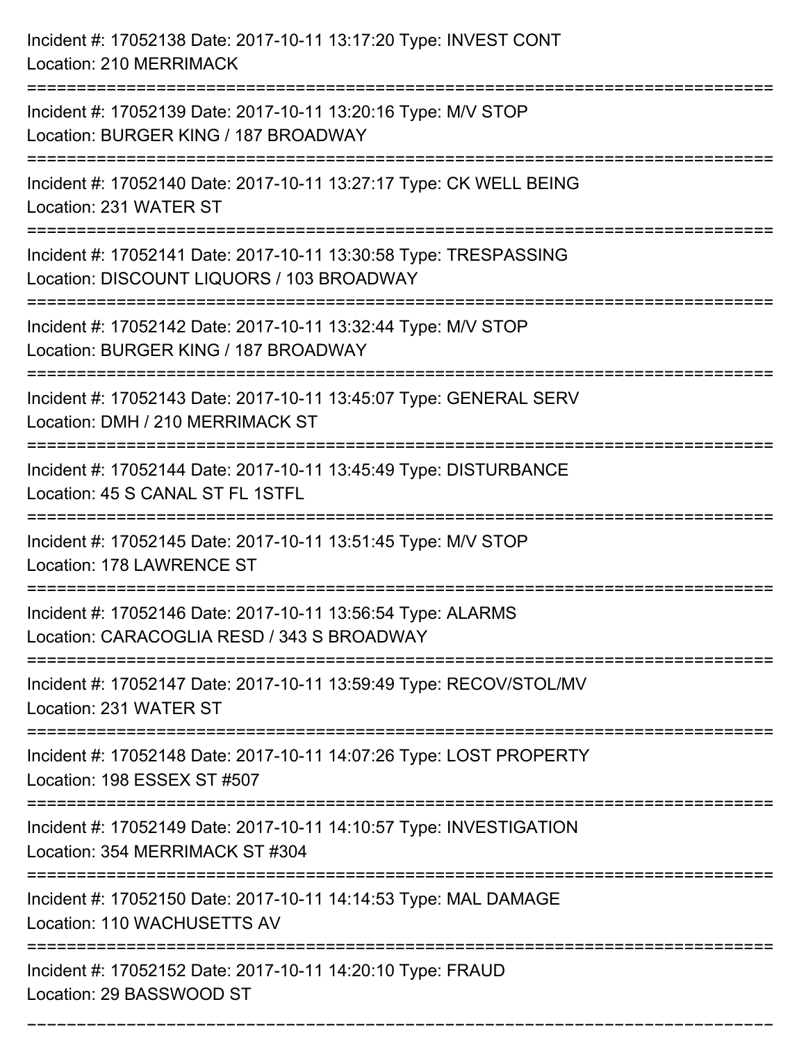Incident #: 17052138 Date: 2017-10-11 13:17:20 Type: INVEST CONT
Location: 210 MERRIMACK

===========================================================================

Incident #: 17052139 Date: 2017-10-11 13:20:16 Type: M/V STOP
Location: BURGER KING / 187 BROADWAY

===========================================================================

Incident #: 17052140 Date: 2017-10-11 13:27:17 Type: CK WELL BEING
Location: 231 WATER ST

===========================================================================

Incident #: 17052141 Date: 2017-10-11 13:30:58 Type: TRESPASSING
Location: DISCOUNT LIQUORS / 103 BROADWAY

===========================================================================

Incident #: 17052142 Date: 2017-10-11 13:32:44 Type: M/V STOP
Location: BURGER KING / 187 BROADWAY

===========================================================================

Incident #: 17052143 Date: 2017-10-11 13:45:07 Type: GENERAL SERV
Location: DMH / 210 MERRIMACK ST

===========================================================================

Incident #: 17052144 Date: 2017-10-11 13:45:49 Type: DISTURBANCE
Location: 45 S CANAL ST FL 1STFL

===========================================================================

Incident #: 17052145 Date: 2017-10-11 13:51:45 Type: M/V STOP
Location: 178 LAWRENCE ST

===========================================================================

Incident #: 17052146 Date: 2017-10-11 13:56:54 Type: ALARMS
Location: CARACOGLIA RESD / 343 S BROADWAY

===========================================================================

Incident #: 17052147 Date: 2017-10-11 13:59:49 Type: RECOV/STOL/MV
Location: 231 WATER ST

===========================================================================

Incident #: 17052148 Date: 2017-10-11 14:07:26 Type: LOST PROPERTY
Location: 198 ESSEX ST #507

===========================================================================

Incident #: 17052149 Date: 2017-10-11 14:10:57 Type: INVESTIGATION
Location: 354 MERRIMACK ST #304

===========================================================================

Incident #: 17052150 Date: 2017-10-11 14:14:53 Type: MAL DAMAGE
Location: 110 WACHUSETTS AV

===========================================================================

Incident #: 17052152 Date: 2017-10-11 14:20:10 Type: FRAUD
Location: 29 BASSWOOD ST

===========================================================================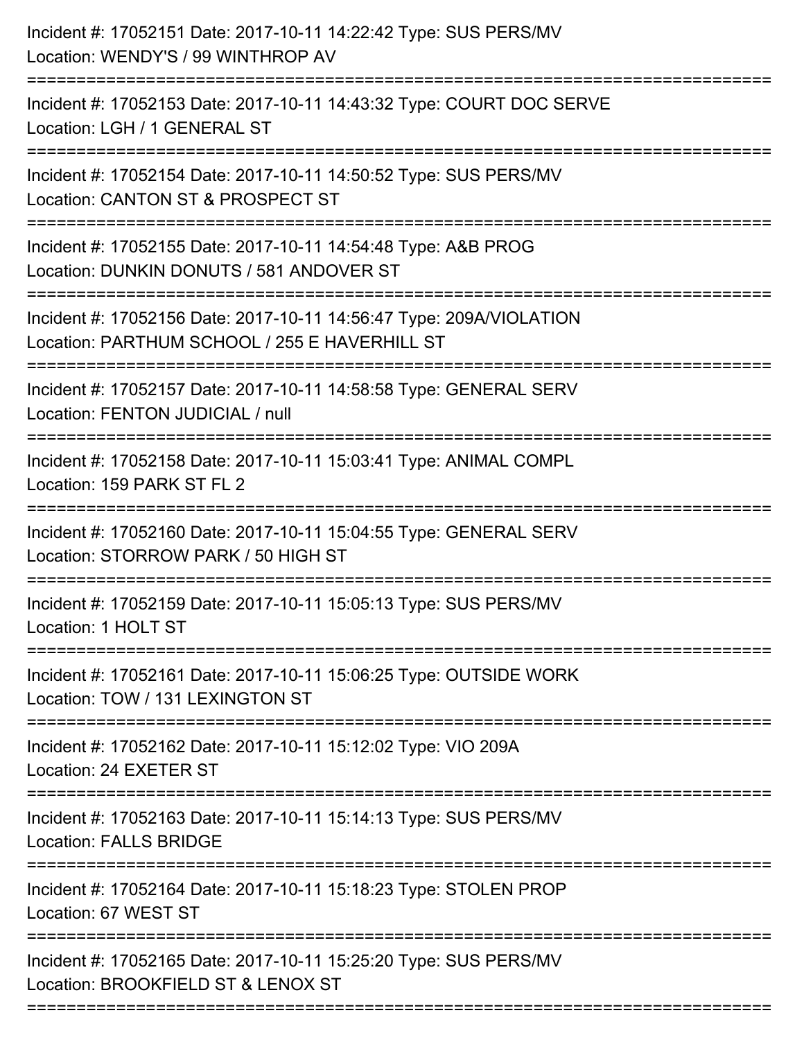Incident #: 17052151 Date: 2017-10-11 14:22:42 Type: SUS PERS/MV
Location: WENDY'S / 99 WINTHROP AV

===========================================================================

Incident #: 17052153 Date: 2017-10-11 14:43:32 Type: COURT DOC SERVE
Location: LGH / 1 GENERAL ST

===========================================================================

Incident #: 17052154 Date: 2017-10-11 14:50:52 Type: SUS PERS/MV
Location: CANTON ST & PROSPECT ST

===========================================================================

Incident #: 17052155 Date: 2017-10-11 14:54:48 Type: A&B PROG
Location: DUNKIN DONUTS / 581 ANDOVER ST

===========================================================================

Incident #: 17052156 Date: 2017-10-11 14:56:47 Type: 209A/VIOLATION
Location: PARTHUM SCHOOL / 255 E HAVERHILL ST

===========================================================================

Incident #: 17052157 Date: 2017-10-11 14:58:58 Type: GENERAL SERV
Location: FENTON JUDICIAL / null

===========================================================================

Incident #: 17052158 Date: 2017-10-11 15:03:41 Type: ANIMAL COMPL
Location: 159 PARK ST FL 2

===========================================================================

Incident #: 17052160 Date: 2017-10-11 15:04:55 Type: GENERAL SERV
Location: STORROW PARK / 50 HIGH ST

===========================================================================

Incident #: 17052159 Date: 2017-10-11 15:05:13 Type: SUS PERS/MV
Location: 1 HOLT ST

===========================================================================

Incident #: 17052161 Date: 2017-10-11 15:06:25 Type: OUTSIDE WORK
Location: TOW / 131 LEXINGTON ST

===========================================================================

Incident #: 17052162 Date: 2017-10-11 15:12:02 Type: VIO 209A
Location: 24 EXETER ST

===========================================================================

Incident #: 17052163 Date: 2017-10-11 15:14:13 Type: SUS PERS/MV
Location: FALLS BRIDGE

===========================================================================

Incident #: 17052164 Date: 2017-10-11 15:18:23 Type: STOLEN PROP
Location: 67 WEST ST

===========================================================================

Incident #: 17052165 Date: 2017-10-11 15:25:20 Type: SUS PERS/MV
Location: BROOKFIELD ST & LENOX ST

===========================================================================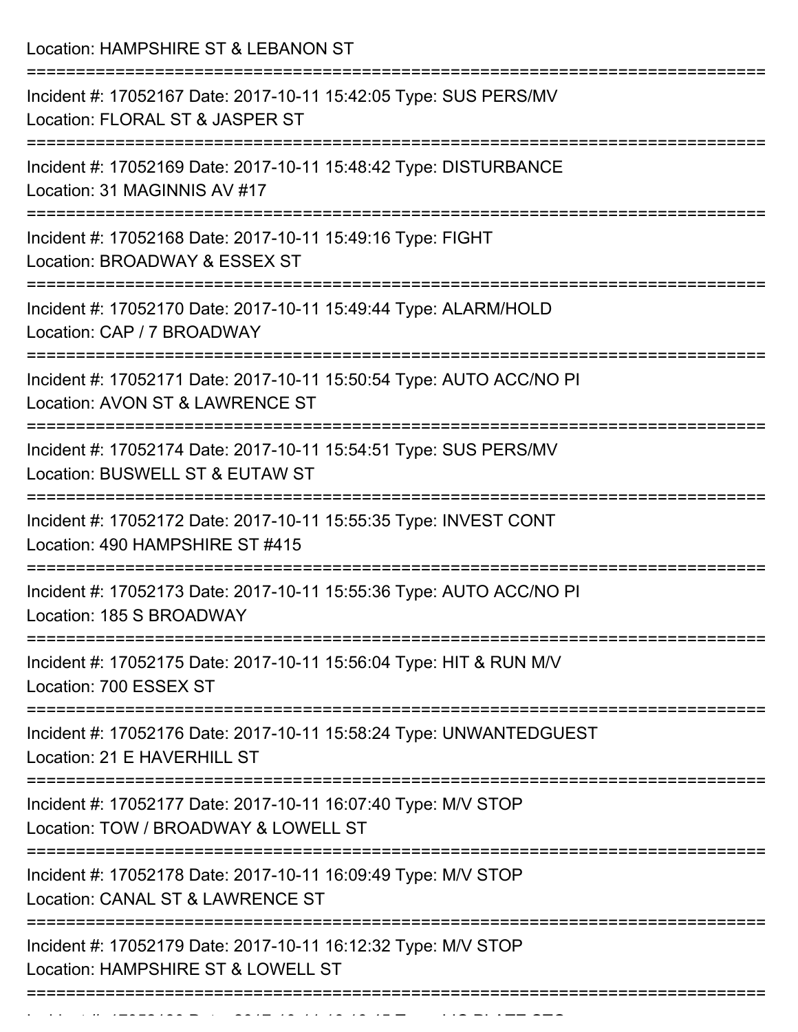Location: HAMPSHIRE ST & LEBANON ST

===========================================================================

Incident #: 17052167 Date: 2017-10-11 15:42:05 Type: SUS PERS/MV
Location: FLORAL ST & JASPER ST

===========================================================================

Incident #: 17052169 Date: 2017-10-11 15:48:42 Type: DISTURBANCE
Location: 31 MAGINNIS AV #17

===========================================================================

Incident #: 17052168 Date: 2017-10-11 15:49:16 Type: FIGHT
Location: BROADWAY & ESSEX ST

===========================================================================

Incident #: 17052170 Date: 2017-10-11 15:49:44 Type: ALARM/HOLD
Location: CAP / 7 BROADWAY

===========================================================================

Incident #: 17052171 Date: 2017-10-11 15:50:54 Type: AUTO ACC/NO PI
Location: AVON ST & LAWRENCE ST

===========================================================================

Incident #: 17052174 Date: 2017-10-11 15:54:51 Type: SUS PERS/MV
Location: BUSWELL ST & EUTAW ST

===========================================================================

Incident #: 17052172 Date: 2017-10-11 15:55:35 Type: INVEST CONT
Location: 490 HAMPSHIRE ST #415

===========================================================================

Incident #: 17052173 Date: 2017-10-11 15:55:36 Type: AUTO ACC/NO PI
Location: 185 S BROADWAY

===========================================================================

Incident #: 17052175 Date: 2017-10-11 15:56:04 Type: HIT & RUN M/V
Location: 700 ESSEX ST

===========================================================================

Incident #: 17052176 Date: 2017-10-11 15:58:24 Type: UNWANTEDGUEST
Location: 21 E HAVERHILL ST

===========================================================================

Incident #: 17052177 Date: 2017-10-11 16:07:40 Type: M/V STOP
Location: TOW / BROADWAY & LOWELL ST

===========================================================================

Incident #: 17052178 Date: 2017-10-11 16:09:49 Type: M/V STOP
Location: CANAL ST & LAWRENCE ST

===========================================================================

Incident #: 17052179 Date: 2017-10-11 16:12:32 Type: M/V STOP
Location: HAMPSHIRE ST & LOWELL ST

===========================================================================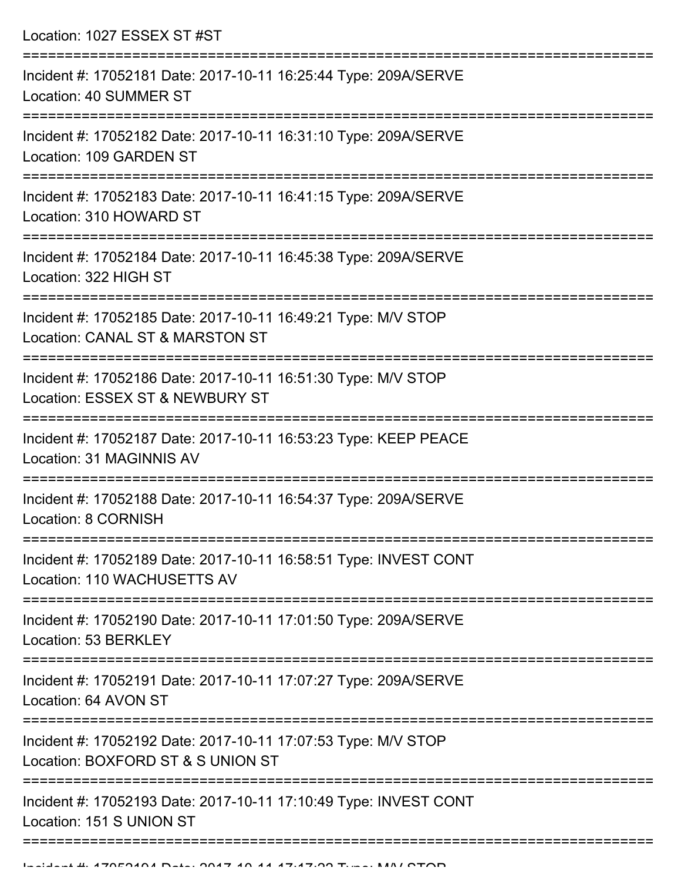Location: 1027 ESSEX ST #ST

===========================================================================

Incident #: 17052181 Date: 2017-10-11 16:25:44 Type: 209A/SERVE
Location: 40 SUMMER ST

===========================================================================

Incident #: 17052182 Date: 2017-10-11 16:31:10 Type: 209A/SERVE
Location: 109 GARDEN ST

===========================================================================

Incident #: 17052183 Date: 2017-10-11 16:41:15 Type: 209A/SERVE
Location: 310 HOWARD ST

===========================================================================

Incident #: 17052184 Date: 2017-10-11 16:45:38 Type: 209A/SERVE
Location: 322 HIGH ST

===========================================================================

Incident #: 17052185 Date: 2017-10-11 16:49:21 Type: M/V STOP
Location: CANAL ST & MARSTON ST

===========================================================================

Incident #: 17052186 Date: 2017-10-11 16:51:30 Type: M/V STOP
Location: ESSEX ST & NEWBURY ST

===========================================================================

Incident #: 17052187 Date: 2017-10-11 16:53:23 Type: KEEP PEACE
Location: 31 MAGINNIS AV

===========================================================================

Incident #: 17052188 Date: 2017-10-11 16:54:37 Type: 209A/SERVE
Location: 8 CORNISH

===========================================================================

Incident #: 17052189 Date: 2017-10-11 16:58:51 Type: INVEST CONT
Location: 110 WACHUSETTS AV

===========================================================================

Incident #: 17052190 Date: 2017-10-11 17:01:50 Type: 209A/SERVE
Location: 53 BERKLEY

===========================================================================

Incident #: 17052191 Date: 2017-10-11 17:07:27 Type: 209A/SERVE
Location: 64 AVON ST

===========================================================================

Incident #: 17052192 Date: 2017-10-11 17:07:53 Type: M/V STOP
Location: BOXFORD ST & S UNION ST

===========================================================================

Incident #: 17052193 Date: 2017-10-11 17:10:49 Type: INVEST CONT
Location: 151 S UNION ST

===========================================================================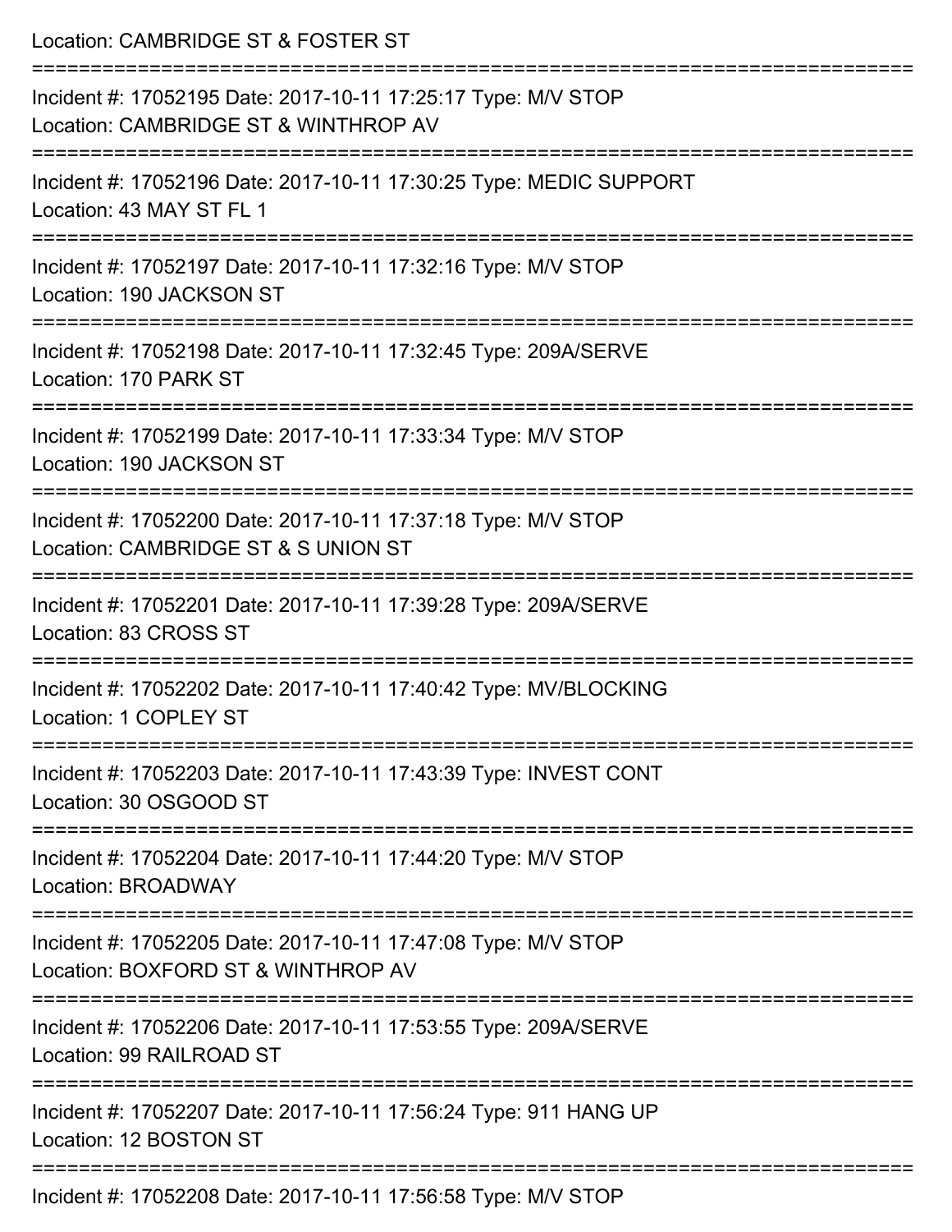Location: CAMBRIDGE ST & FOSTER ST

===========================================================================

Incident #: 17052195 Date: 2017-10-11 17:25:17 Type: M/V STOP
Location: CAMBRIDGE ST & WINTHROP AV

===========================================================================

Incident #: 17052196 Date: 2017-10-11 17:30:25 Type: MEDIC SUPPORT
Location: 43 MAY ST FL 1

===========================================================================

Incident #: 17052197 Date: 2017-10-11 17:32:16 Type: M/V STOP
Location: 190 JACKSON ST

===========================================================================

Incident #: 17052198 Date: 2017-10-11 17:32:45 Type: 209A/SERVE
Location: 170 PARK ST

===========================================================================

Incident #: 17052199 Date: 2017-10-11 17:33:34 Type: M/V STOP
Location: 190 JACKSON ST

===========================================================================

Incident #: 17052200 Date: 2017-10-11 17:37:18 Type: M/V STOP
Location: CAMBRIDGE ST & S UNION ST

===========================================================================

Incident #: 17052201 Date: 2017-10-11 17:39:28 Type: 209A/SERVE
Location: 83 CROSS ST

===========================================================================

Incident #: 17052202 Date: 2017-10-11 17:40:42 Type: MV/BLOCKING
Location: 1 COPLEY ST

===========================================================================

Incident #: 17052203 Date: 2017-10-11 17:43:39 Type: INVEST CONT
Location: 30 OSGOOD ST

===========================================================================

Incident #: 17052204 Date: 2017-10-11 17:44:20 Type: M/V STOP
Location: BROADWAY

===========================================================================

Incident #: 17052205 Date: 2017-10-11 17:47:08 Type: M/V STOP
Location: BOXFORD ST & WINTHROP AV

===========================================================================

Incident #: 17052206 Date: 2017-10-11 17:53:55 Type: 209A/SERVE
Location: 99 RAILROAD ST

===========================================================================

Incident #: 17052207 Date: 2017-10-11 17:56:24 Type: 911 HANG UP
Location: 12 BOSTON ST

===========================================================================

Incident #: 17052208 Date: 2017-10-11 17:56:58 Type: M/V STOP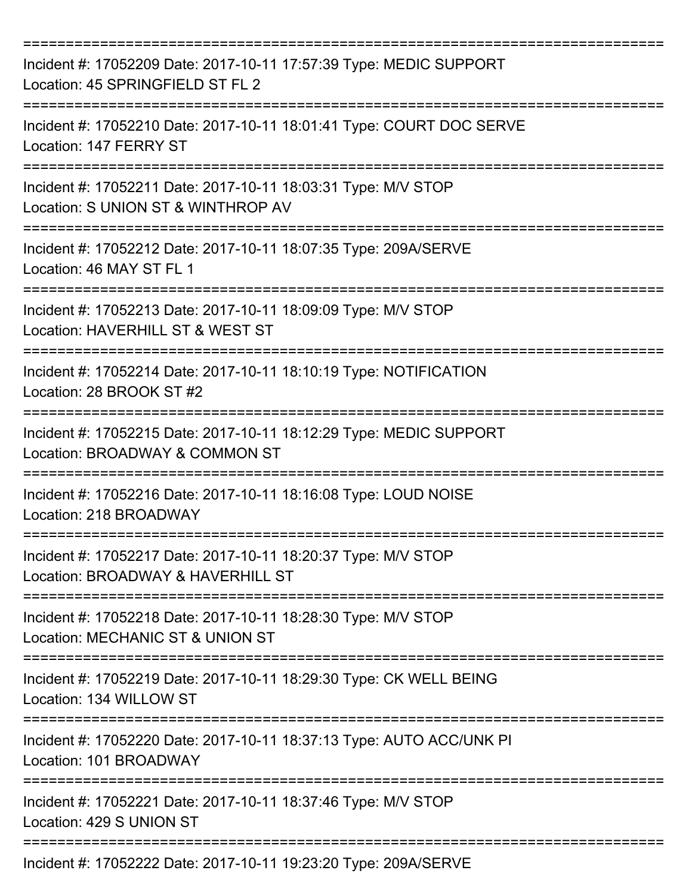===========================================================================
Incident #: 17052209 Date: 2017-10-11 17:57:39 Type: MEDIC SUPPORT
Location: 45 SPRINGFIELD ST FL 2
===========================================================================
Incident #: 17052210 Date: 2017-10-11 18:01:41 Type: COURT DOC SERVE
Location: 147 FERRY ST
===========================================================================
Incident #: 17052211 Date: 2017-10-11 18:03:31 Type: M/V STOP
Location: S UNION ST & WINTHROP AV
===========================================================================
Incident #: 17052212 Date: 2017-10-11 18:07:35 Type: 209A/SERVE
Location: 46 MAY ST FL 1
===========================================================================
Incident #: 17052213 Date: 2017-10-11 18:09:09 Type: M/V STOP
Location: HAVERHILL ST & WEST ST
===========================================================================
Incident #: 17052214 Date: 2017-10-11 18:10:19 Type: NOTIFICATION
Location: 28 BROOK ST #2
===========================================================================
Incident #: 17052215 Date: 2017-10-11 18:12:29 Type: MEDIC SUPPORT
Location: BROADWAY & COMMON ST
===========================================================================
Incident #: 17052216 Date: 2017-10-11 18:16:08 Type: LOUD NOISE
Location: 218 BROADWAY
===========================================================================
Incident #: 17052217 Date: 2017-10-11 18:20:37 Type: M/V STOP
Location: BROADWAY & HAVERHILL ST
===========================================================================
Incident #: 17052218 Date: 2017-10-11 18:28:30 Type: M/V STOP
Location: MECHANIC ST & UNION ST
===========================================================================
Incident #: 17052219 Date: 2017-10-11 18:29:30 Type: CK WELL BEING
Location: 134 WILLOW ST
===========================================================================
Incident #: 17052220 Date: 2017-10-11 18:37:13 Type: AUTO ACC/UNK PI
Location: 101 BROADWAY
===========================================================================
Incident #: 17052221 Date: 2017-10-11 18:37:46 Type: M/V STOP
Location: 429 S UNION ST
===========================================================================
Incident #: 17052222 Date: 2017-10-11 19:23:20 Type: 209A/SERVE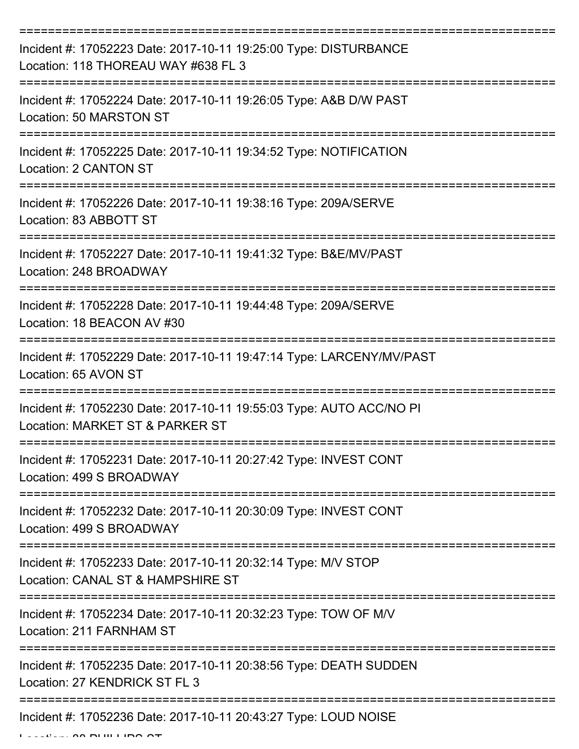===========================================================================

Incident #: 17052223 Date: 2017-10-11 19:25:00 Type: DISTURBANCE
Location: 118 THOREAU WAY #638 FL 3

===========================================================================

Incident #: 17052224 Date: 2017-10-11 19:26:05 Type: A&B D/W PAST
Location: 50 MARSTON ST

===========================================================================

Incident #: 17052225 Date: 2017-10-11 19:34:52 Type: NOTIFICATION
Location: 2 CANTON ST

===========================================================================

Incident #: 17052226 Date: 2017-10-11 19:38:16 Type: 209A/SERVE
Location: 83 ABBOTT ST

===========================================================================

Incident #: 17052227 Date: 2017-10-11 19:41:32 Type: B&E/MV/PAST
Location: 248 BROADWAY

===========================================================================

Incident #: 17052228 Date: 2017-10-11 19:44:48 Type: 209A/SERVE
Location: 18 BEACON AV #30

===========================================================================

Incident #: 17052229 Date: 2017-10-11 19:47:14 Type: LARCENY/MV/PAST
Location: 65 AVON ST

===========================================================================

Incident #: 17052230 Date: 2017-10-11 19:55:03 Type: AUTO ACC/NO PI
Location: MARKET ST & PARKER ST

===========================================================================

Incident #: 17052231 Date: 2017-10-11 20:27:42 Type: INVEST CONT
Location: 499 S BROADWAY

===========================================================================

Incident #: 17052232 Date: 2017-10-11 20:30:09 Type: INVEST CONT
Location: 499 S BROADWAY

===========================================================================

Incident #: 17052233 Date: 2017-10-11 20:32:14 Type: M/V STOP
Location: CANAL ST & HAMPSHIRE ST

===========================================================================

Incident #: 17052234 Date: 2017-10-11 20:32:23 Type: TOW OF M/V
Location: 211 FARNHAM ST

===========================================================================

Incident #: 17052235 Date: 2017-10-11 20:38:56 Type: DEATH SUDDEN
Location: 27 KENDRICK ST FL 3

===========================================================================

Incident #: 17052236 Date: 2017-10-11 20:43:27 Type: LOUD NOISE
Location: 88 PHILLIPS ST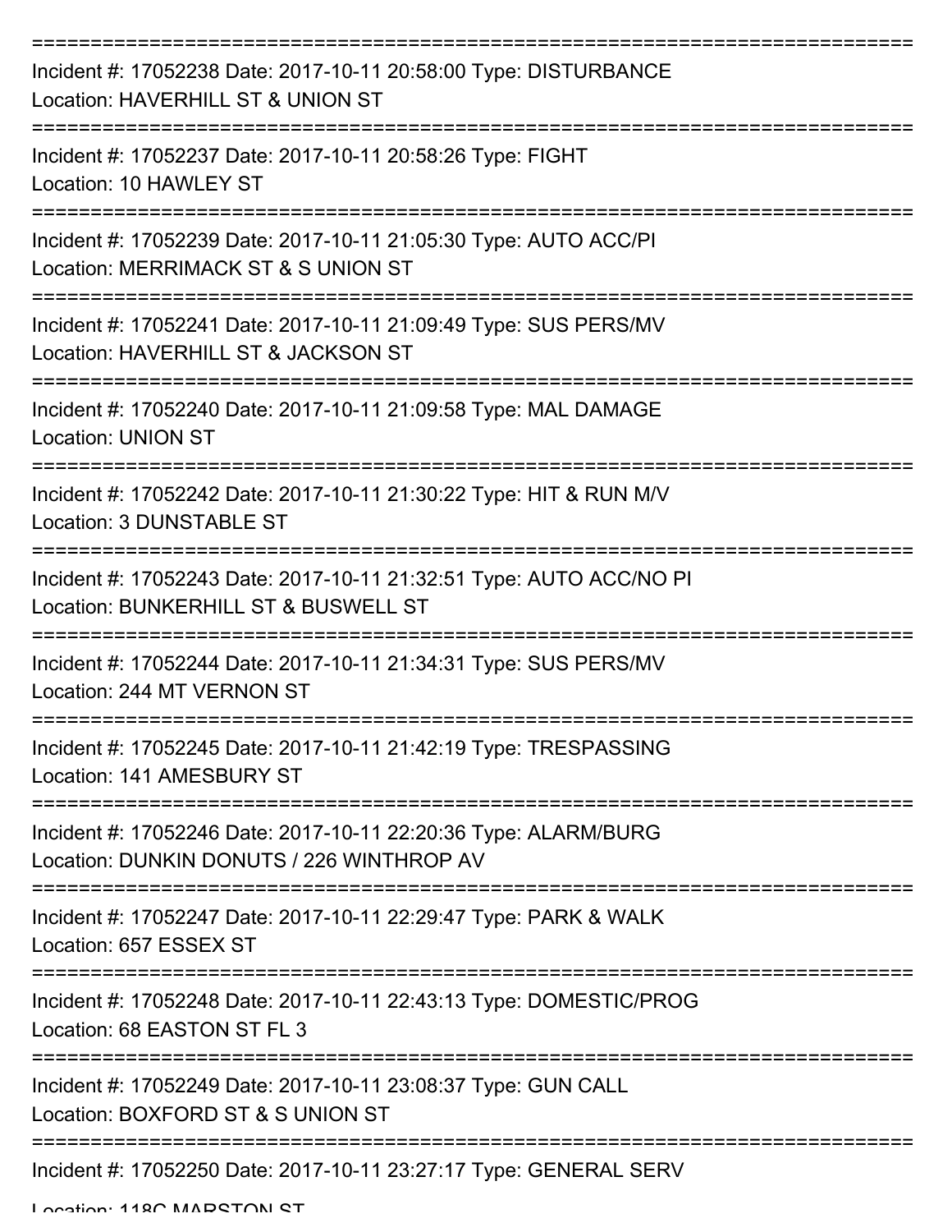Incident #: 17052238 Date: 2017-10-11 20:58:00 Type: DISTURBANCE
Location: HAVERHILL ST & UNION ST

Incident #: 17052237 Date: 2017-10-11 20:58:26 Type: FIGHT
Location: 10 HAWLEY ST

Incident #: 17052239 Date: 2017-10-11 21:05:30 Type: AUTO ACC/PI
Location: MERRIMACK ST & S UNION ST

Incident #: 17052241 Date: 2017-10-11 21:09:49 Type: SUS PERS/MV
Location: HAVERHILL ST & JACKSON ST

Incident #: 17052240 Date: 2017-10-11 21:09:58 Type: MAL DAMAGE
Location: UNION ST

Incident #: 17052242 Date: 2017-10-11 21:30:22 Type: HIT & RUN M/V
Location: 3 DUNSTABLE ST

Incident #: 17052243 Date: 2017-10-11 21:32:51 Type: AUTO ACC/NO PI
Location: BUNKERHILL ST & BUSWELL ST

Incident #: 17052244 Date: 2017-10-11 21:34:31 Type: SUS PERS/MV
Location: 244 MT VERNON ST

Incident #: 17052245 Date: 2017-10-11 21:42:19 Type: TRESPASSING
Location: 141 AMESBURY ST

Incident #: 17052246 Date: 2017-10-11 22:20:36 Type: ALARM/BURG
Location: DUNKIN DONUTS / 226 WINTHROP AV

Incident #: 17052247 Date: 2017-10-11 22:29:47 Type: PARK & WALK
Location: 657 ESSEX ST

Incident #: 17052248 Date: 2017-10-11 22:43:13 Type: DOMESTIC/PROG
Location: 68 EASTON ST FL 3

Incident #: 17052249 Date: 2017-10-11 23:08:37 Type: GUN CALL
Location: BOXFORD ST & S UNION ST

Incident #: 17052250 Date: 2017-10-11 23:27:17 Type: GENERAL SERV
Location: 118C MARSTON ST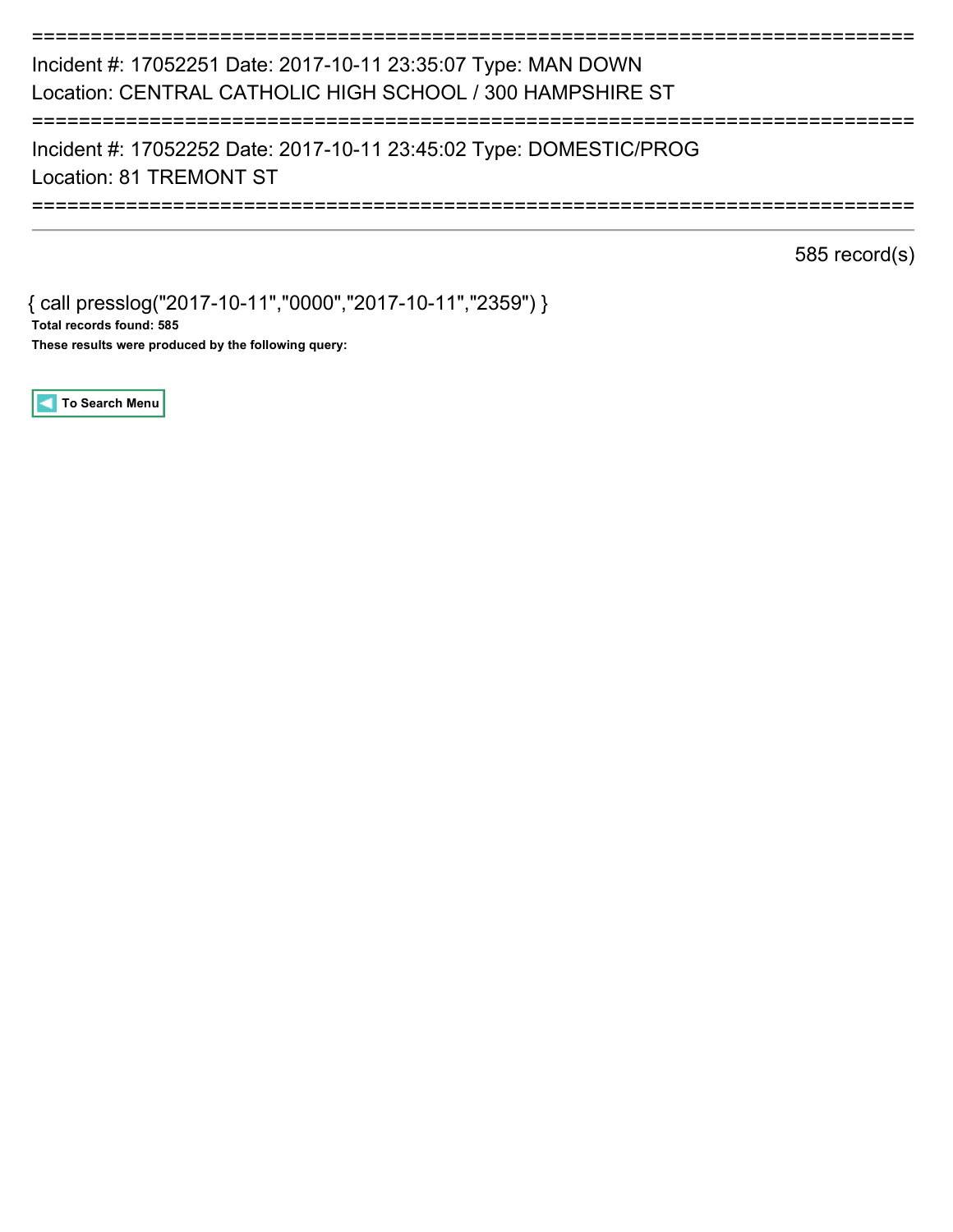===========================================================================

Incident #: 17052251 Date: 2017-10-11 23:35:07 Type: MAN DOWN

Location: CENTRAL CATHOLIC HIGH SCHOOL / 300 HAMPSHIRE ST

===========================================================================

Incident #: 17052252 Date: 2017-10-11 23:45:02 Type: DOMESTIC/PROG

Location: 81 TREMONT ST

===========================================================================

---

585 record(s)

{ call presslog("2017-10-11","0000","2017-10-11","2359") }

**Total records found: 585**

**These results were produced by the following query:**

**To Search Menu**